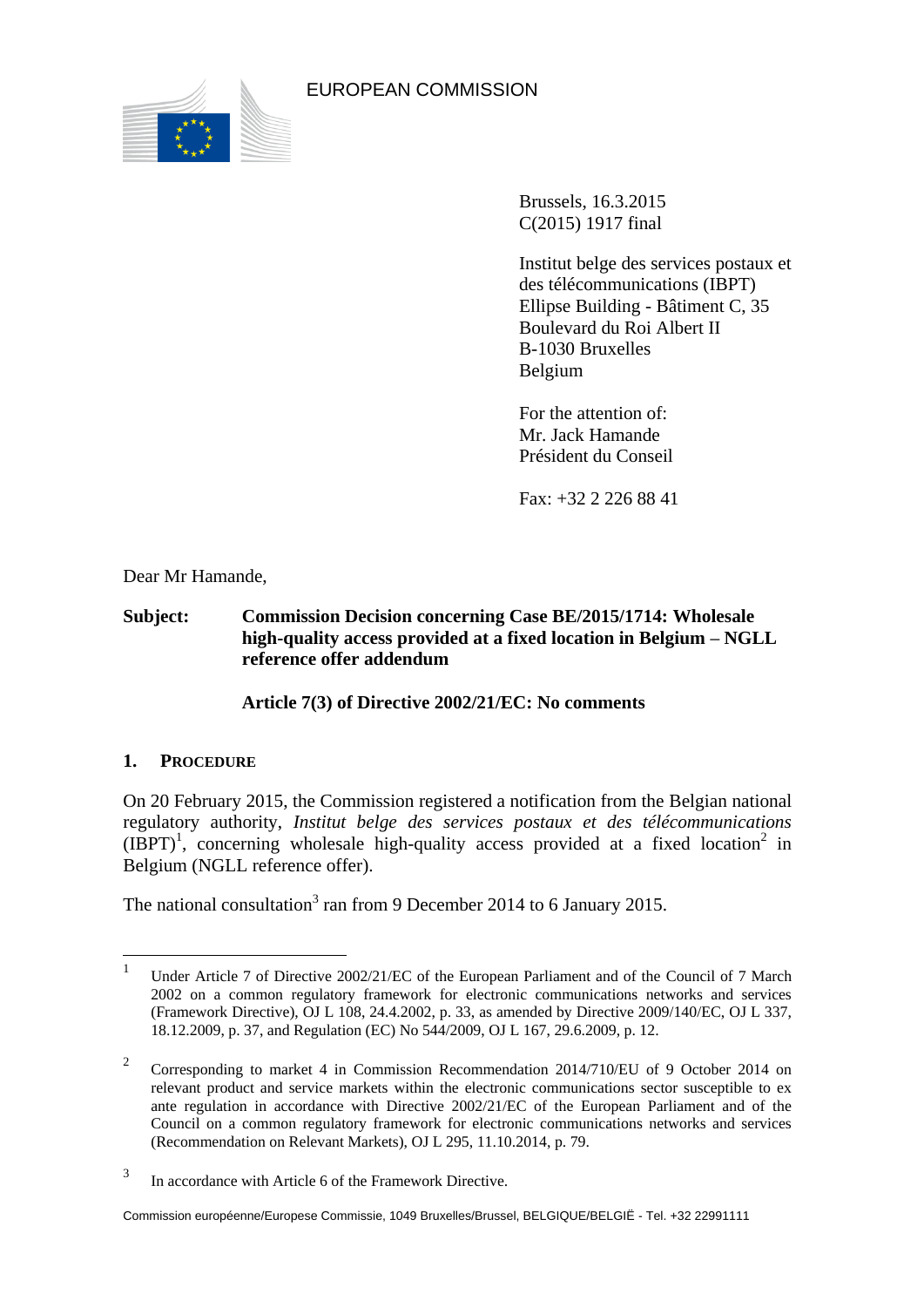EUROPEAN COMMISSION

Brussels, 16.3.2015
C(2015) 1917 final

Institut belge des services postaux et des télécommunications (IBPT)
Ellipse Building - Bâtiment C, 35
Boulevard du Roi Albert II
B-1030 Bruxelles
Belgium

For the attention of:
Mr. Jack Hamande
Président du Conseil

Fax: +32 2 226 88 41

Dear Mr Hamande,

**Subject: Commission Decision concerning Case BE/2015/1714: Wholesale high-quality access provided at a fixed location in Belgium – NGLL reference offer addendum**

**Article 7(3) of Directive 2002/21/EC: No comments**

## 1. Procedure

On 20 February 2015, the Commission registered a notification from the Belgian national regulatory authority, *Institut belge des services postaux et des télécommunications* (IBPT)[1], concerning wholesale high-quality access provided at a fixed location[2] in Belgium (NGLL reference offer).

The national consultation[3] ran from 9 December 2014 to 6 January 2015.

---

[1] Under Article 7 of Directive 2002/21/EC of the European Parliament and of the Council of 7 March 2002 on a common regulatory framework for electronic communications networks and services (Framework Directive), OJ L 108, 24.4.2002, p. 33, as amended by Directive 2009/140/EC, OJ L 337, 18.12.2009, p. 37, and Regulation (EC) No 544/2009, OJ L 167, 29.6.2009, p. 12.

[2] Corresponding to market 4 in Commission Recommendation 2014/710/EU of 9 October 2014 on relevant product and service markets within the electronic communications sector susceptible to ex ante regulation in accordance with Directive 2002/21/EC of the European Parliament and of the Council on a common regulatory framework for electronic communications networks and services (Recommendation on Relevant Markets), OJ L 295, 11.10.2014, p. 79.

[3] In accordance with Article 6 of the Framework Directive.

Commission européenne/Europese Commissie, 1049 Bruxelles/Brussel, BELGIQUE/BELGIË - Tel. +32 22991111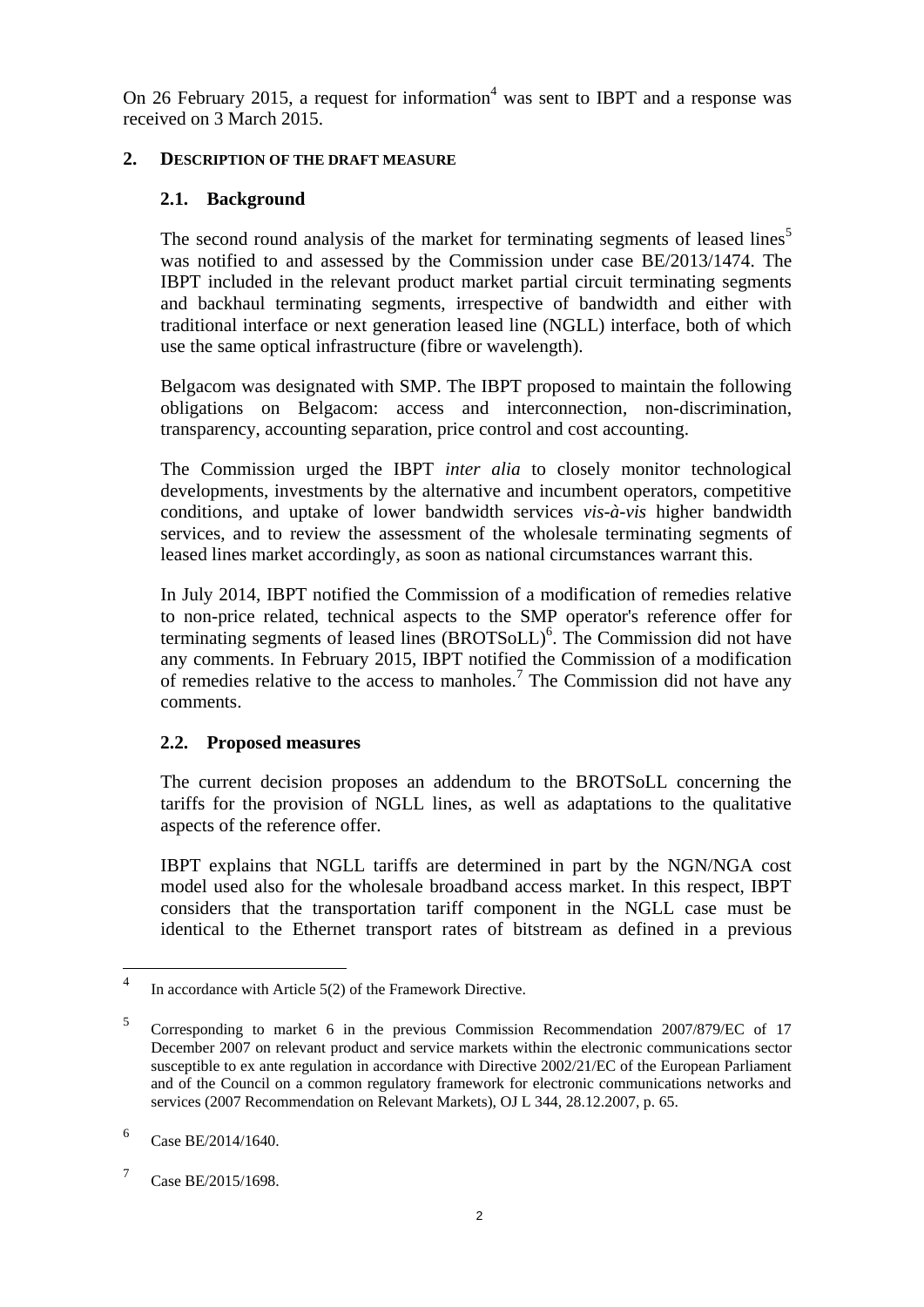On 26 February 2015, a request for information[4] was sent to IBPT and a response was received on 3 March 2015.

## 2. DESCRIPTION OF THE DRAFT MEASURE

### 2.1. Background

The second round analysis of the market for terminating segments of leased lines[5] was notified to and assessed by the Commission under case BE/2013/1474. The IBPT included in the relevant product market partial circuit terminating segments and backhaul terminating segments, irrespective of bandwidth and either with traditional interface or next generation leased line (NGLL) interface, both of which use the same optical infrastructure (fibre or wavelength).

Belgacom was designated with SMP. The IBPT proposed to maintain the following obligations on Belgacom: access and interconnection, non-discrimination, transparency, accounting separation, price control and cost accounting.

The Commission urged the IBPT *inter alia* to closely monitor technological developments, investments by the alternative and incumbent operators, competitive conditions, and uptake of lower bandwidth services *vis-à-vis* higher bandwidth services, and to review the assessment of the wholesale terminating segments of leased lines market accordingly, as soon as national circumstances warrant this.

In July 2014, IBPT notified the Commission of a modification of remedies relative to non-price related, technical aspects to the SMP operator's reference offer for terminating segments of leased lines (BROTSoLL)[6]. The Commission did not have any comments. In February 2015, IBPT notified the Commission of a modification of remedies relative to the access to manholes.[7] The Commission did not have any comments.

### 2.2. Proposed measures

The current decision proposes an addendum to the BROTSoLL concerning the tariffs for the provision of NGLL lines, as well as adaptations to the qualitative aspects of the reference offer.

IBPT explains that NGLL tariffs are determined in part by the NGN/NGA cost model used also for the wholesale broadband access market. In this respect, IBPT considers that the transportation tariff component in the NGLL case must be identical to the Ethernet transport rates of bitstream as defined in a previous

---

[4] In accordance with Article 5(2) of the Framework Directive.

[5] Corresponding to market 6 in the previous Commission Recommendation 2007/879/EC of 17 December 2007 on relevant product and service markets within the electronic communications sector susceptible to ex ante regulation in accordance with Directive 2002/21/EC of the European Parliament and of the Council on a common regulatory framework for electronic communications networks and services (2007 Recommendation on Relevant Markets), OJ L 344, 28.12.2007, p. 65.

[6] Case BE/2014/1640.

[7] Case BE/2015/1698.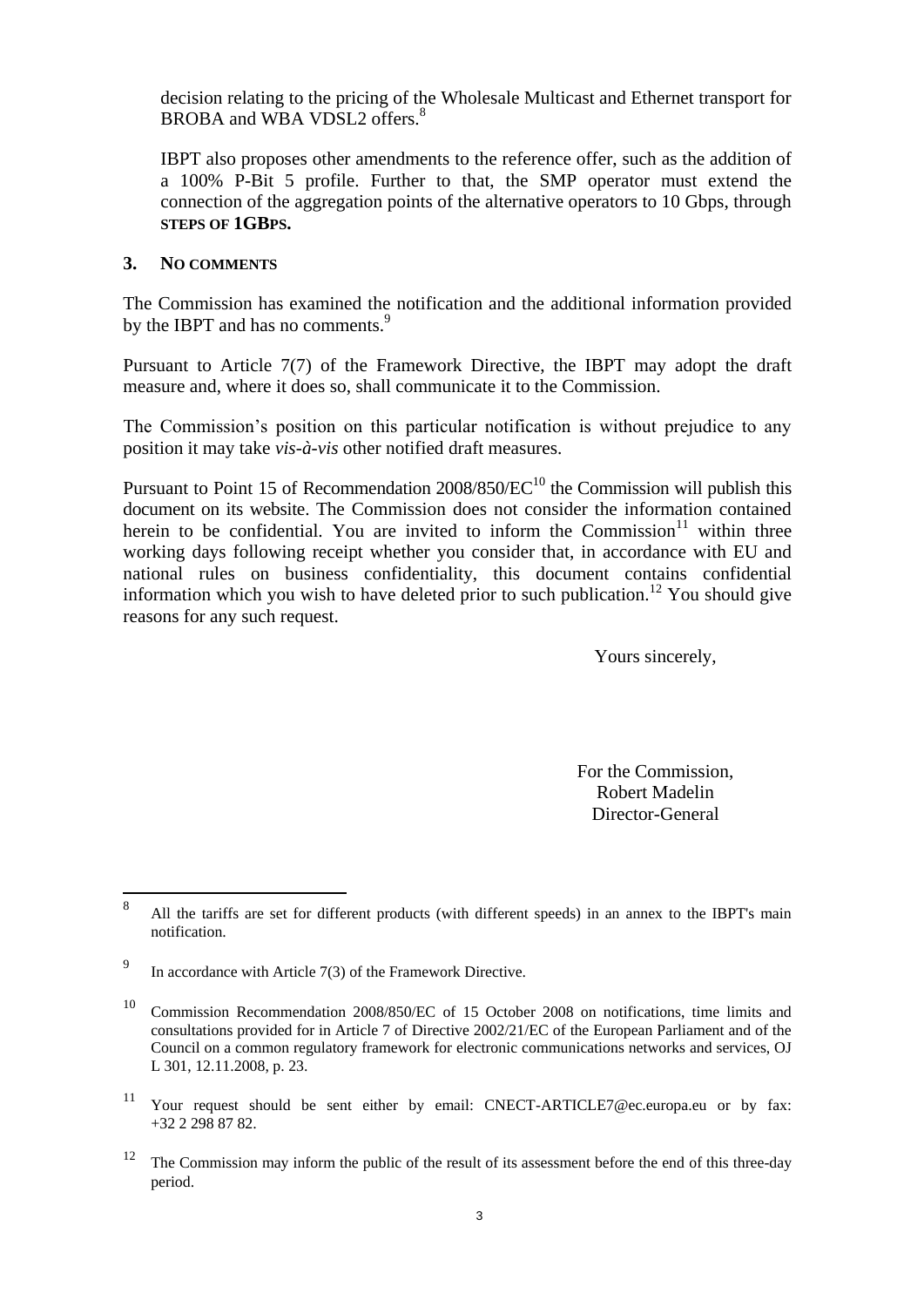decision relating to the pricing of the Wholesale Multicast and Ethernet transport for BROBA and WBA VDSL2 offers.[8]

IBPT also proposes other amendments to the reference offer, such as the addition of a 100% P-Bit 5 profile. Further to that, the SMP operator must extend the connection of the aggregation points of the alternative operators to 10 Gbps, through **STEPS OF 1GBPS.**

## 3. NO COMMENTS

The Commission has examined the notification and the additional information provided by the IBPT and has no comments.[9]

Pursuant to Article 7(7) of the Framework Directive, the IBPT may adopt the draft measure and, where it does so, shall communicate it to the Commission.

The Commission's position on this particular notification is without prejudice to any position it may take *vis-à-vis* other notified draft measures.

Pursuant to Point 15 of Recommendation 2008/850/EC[10] the Commission will publish this document on its website. The Commission does not consider the information contained herein to be confidential. You are invited to inform the Commission[11] within three working days following receipt whether you consider that, in accordance with EU and national rules on business confidentiality, this document contains confidential information which you wish to have deleted prior to such publication.[12] You should give reasons for any such request.

Yours sincerely,

For the Commission,
Robert Madelin
Director-General

---

[8] All the tariffs are set for different products (with different speeds) in an annex to the IBPT's main notification.

[9] In accordance with Article 7(3) of the Framework Directive.

[10] Commission Recommendation 2008/850/EC of 15 October 2008 on notifications, time limits and consultations provided for in Article 7 of Directive 2002/21/EC of the European Parliament and of the Council on a common regulatory framework for electronic communications networks and services, OJ L 301, 12.11.2008, p. 23.

[11] Your request should be sent either by email: CNECT-ARTICLE7@ec.europa.eu or by fax: +32 2 298 87 82.

[12] The Commission may inform the public of the result of its assessment before the end of this three-day period.